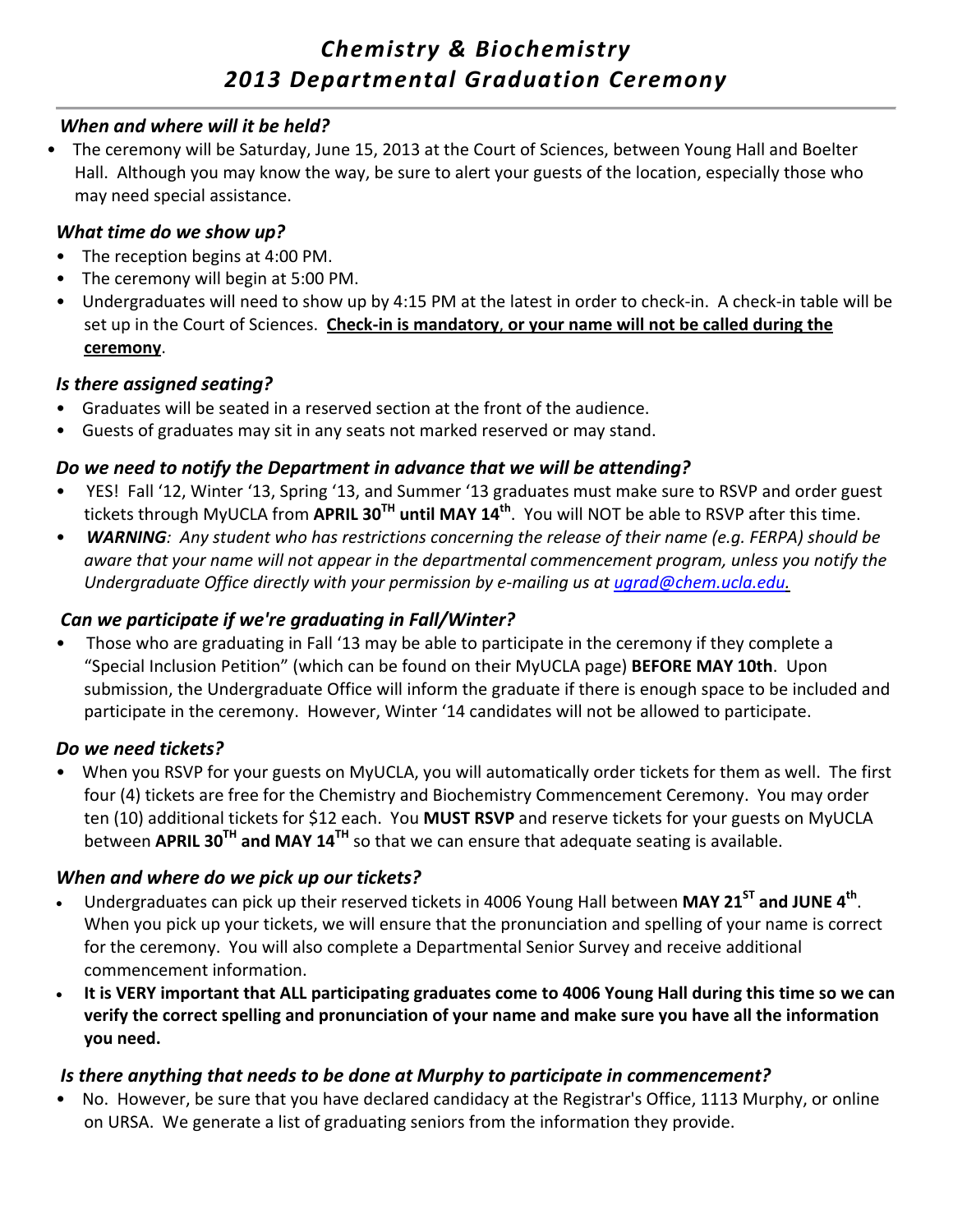# *Chemistry & Biochemistry 2013 Departmental Graduation Ceremony*

### *When and where will it be held?*

- The ceremony will be Saturday, June 15, 2013 at the Court of Sciences, between Young Hall and Boelter Hall. Although you may know the way, be sure to alert your guests of the location, especially those who may need special assistance.

### *What time do we show up?*

- The reception begins at 4:00 PM.
- The ceremony will begin at 5:00 PM.
- Undergraduates will need to show up by 4:15 PM at the latest in order to check-in. A check-in table will be set up in the Court of Sciences. **<u>Check-in is mandatory, or your name will not be called during the ceremony</u>**.

### *Is there assigned seating?*

- Graduates will be seated in a reserved section at the front of the audience.
- Guests of graduates may sit in any seats not marked reserved or may stand.

### *Do we need to notify the Department in advance that we will be attending?*

- YES! Fall '12, Winter '13, Spring '13, and Summer '13 graduates must make sure to RSVP and order guest tickets through MyUCLA from **APRIL 30TH until MAY 14th**. You will NOT be able to RSVP after this time.
- ***WARNING****: Any student who has restrictions concerning the release of their name (e.g. FERPA) should be aware that your name will not appear in the departmental commencement program, unless you notify the Undergraduate Office directly with your permission by e-mailing us at ugrad@chem.ucla.edu.*

### *Can we participate if we're graduating in Fall/Winter?*

- Those who are graduating in Fall '13 may be able to participate in the ceremony if they complete a "Special Inclusion Petition" (which can be found on their MyUCLA page) **BEFORE MAY 10th**. Upon submission, the Undergraduate Office will inform the graduate if there is enough space to be included and participate in the ceremony. However, Winter '14 candidates will not be allowed to participate.

### *Do we need tickets?*

- When you RSVP for your guests on MyUCLA, you will automatically order tickets for them as well. The first four (4) tickets are free for the Chemistry and Biochemistry Commencement Ceremony. You may order ten (10) additional tickets for $12 each. You **MUST RSVP** and reserve tickets for your guests on MyUCLA between **APRIL 30TH and MAY 14TH** so that we can ensure that adequate seating is available.

### *When and where do we pick up our tickets?*

- Undergraduates can pick up their reserved tickets in 4006 Young Hall between **MAY 21ST and JUNE 4th**. When you pick up your tickets, we will ensure that the pronunciation and spelling of your name is correct for the ceremony. You will also complete a Departmental Senior Survey and receive additional commencement information.
- **It is VERY important that ALL participating graduates come to 4006 Young Hall during this time so we can verify the correct spelling and pronunciation of your name and make sure you have all the information you need.**

### *Is there anything that needs to be done at Murphy to participate in commencement?*

- No. However, be sure that you have declared candidacy at the Registrar's Office, 1113 Murphy, or online on URSA. We generate a list of graduating seniors from the information they provide.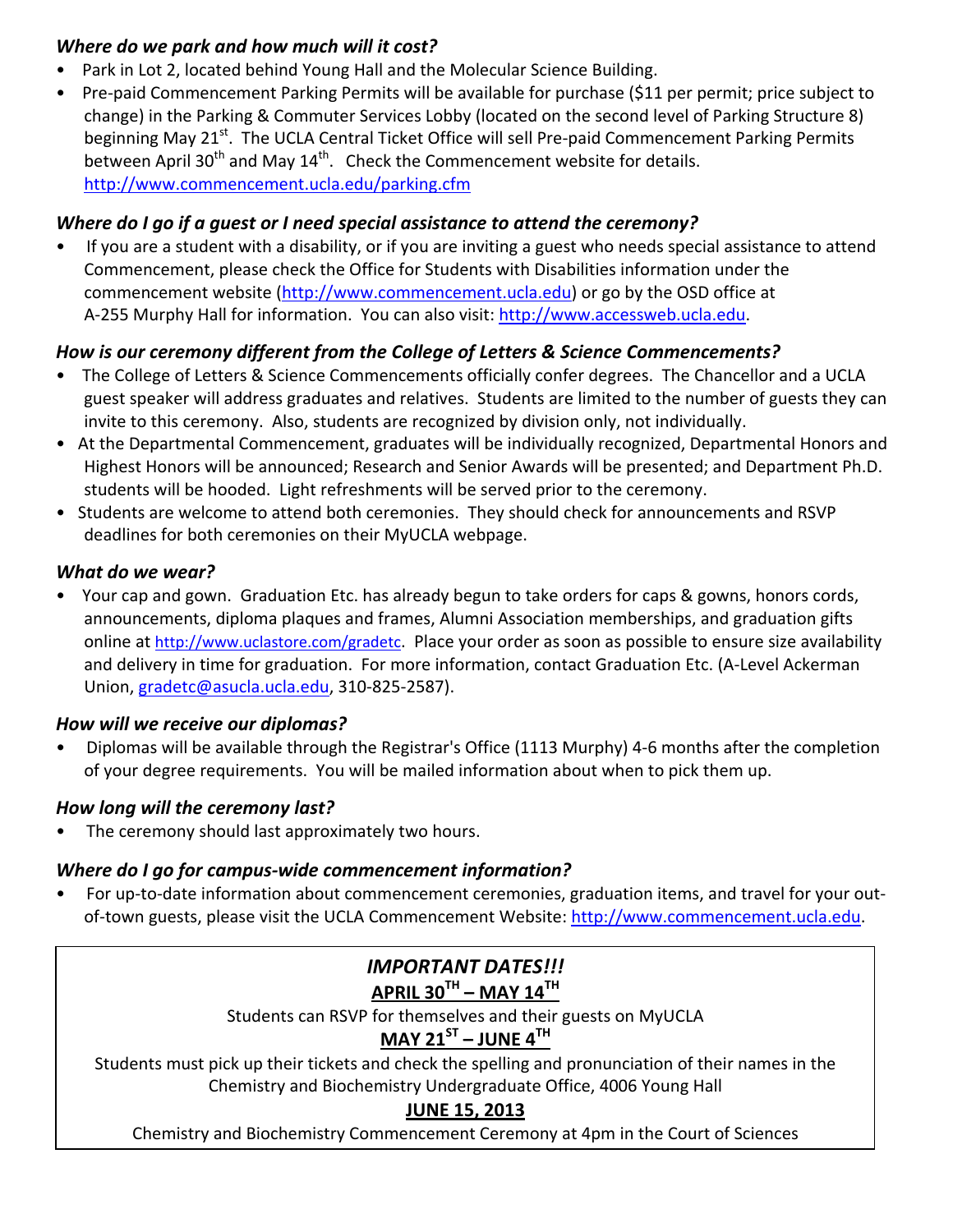***Where do we park and how much will it cost?***

- Park in Lot 2, located behind Young Hall and the Molecular Science Building.
- Pre-paid Commencement Parking Permits will be available for purchase ($11 per permit; price subject to change) in the Parking & Commuter Services Lobby (located on the second level of Parking Structure 8) beginning May 21st. The UCLA Central Ticket Office will sell Pre-paid Commencement Parking Permits between April 30th and May 14th. Check the Commencement website for details. http://www.commencement.ucla.edu/parking.cfm

***Where do I go if a guest or I need special assistance to attend the ceremony?***

- If you are a student with a disability, or if you are inviting a guest who needs special assistance to attend Commencement, please check the Office for Students with Disabilities information under the commencement website (http://www.commencement.ucla.edu) or go by the OSD office at A-255 Murphy Hall for information. You can also visit: http://www.accessweb.ucla.edu.

***How is our ceremony different from the College of Letters & Science Commencements?***

- The College of Letters & Science Commencements officially confer degrees. The Chancellor and a UCLA guest speaker will address graduates and relatives. Students are limited to the number of guests they can invite to this ceremony. Also, students are recognized by division only, not individually.
- At the Departmental Commencement, graduates will be individually recognized, Departmental Honors and Highest Honors will be announced; Research and Senior Awards will be presented; and Department Ph.D. students will be hooded. Light refreshments will be served prior to the ceremony.
- Students are welcome to attend both ceremonies. They should check for announcements and RSVP deadlines for both ceremonies on their MyUCLA webpage.

***What do we wear?***

- Your cap and gown. Graduation Etc. has already begun to take orders for caps & gowns, honors cords, announcements, diploma plaques and frames, Alumni Association memberships, and graduation gifts online at http://www.uclastore.com/gradetc. Place your order as soon as possible to ensure size availability and delivery in time for graduation. For more information, contact Graduation Etc. (A-Level Ackerman Union, gradetc@asucla.ucla.edu, 310-825-2587).

***How will we receive our diplomas?***

- Diplomas will be available through the Registrar's Office (1113 Murphy) 4-6 months after the completion of your degree requirements. You will be mailed information about when to pick them up.

***How long will the ceremony last?***

- The ceremony should last approximately two hours.

***Where do I go for campus-wide commencement information?***

- For up-to-date information about commencement ceremonies, graduation items, and travel for your out-of-town guests, please visit the UCLA Commencement Website: http://www.commencement.ucla.edu.

***IMPORTANT DATES!!!***

**APRIL 30TH – MAY 14TH**

Students can RSVP for themselves and their guests on MyUCLA

**MAY 21ST – JUNE 4TH**

Students must pick up their tickets and check the spelling and pronunciation of their names in the Chemistry and Biochemistry Undergraduate Office, 4006 Young Hall

**JUNE 15, 2013**

Chemistry and Biochemistry Commencement Ceremony at 4pm in the Court of Sciences